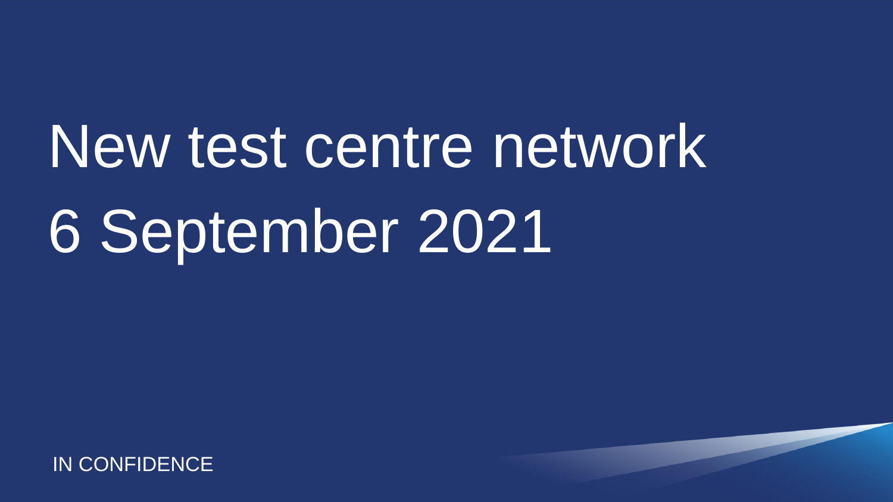# New test centre network
# 6 September 2021

IN CONFIDENCE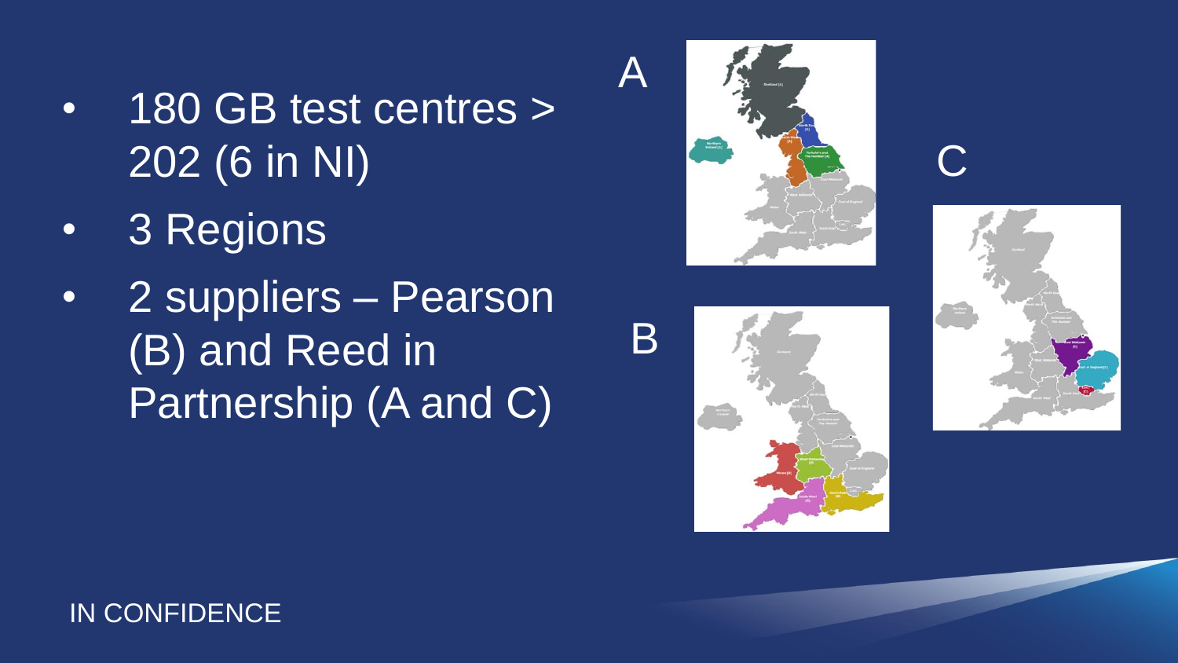- 180 GB test centres > 202 (6 in NI)
- 3 Regions
- 2 suppliers – Pearson (B) and Reed in Partnership (A and C)

A

B

C

IN CONFIDENCE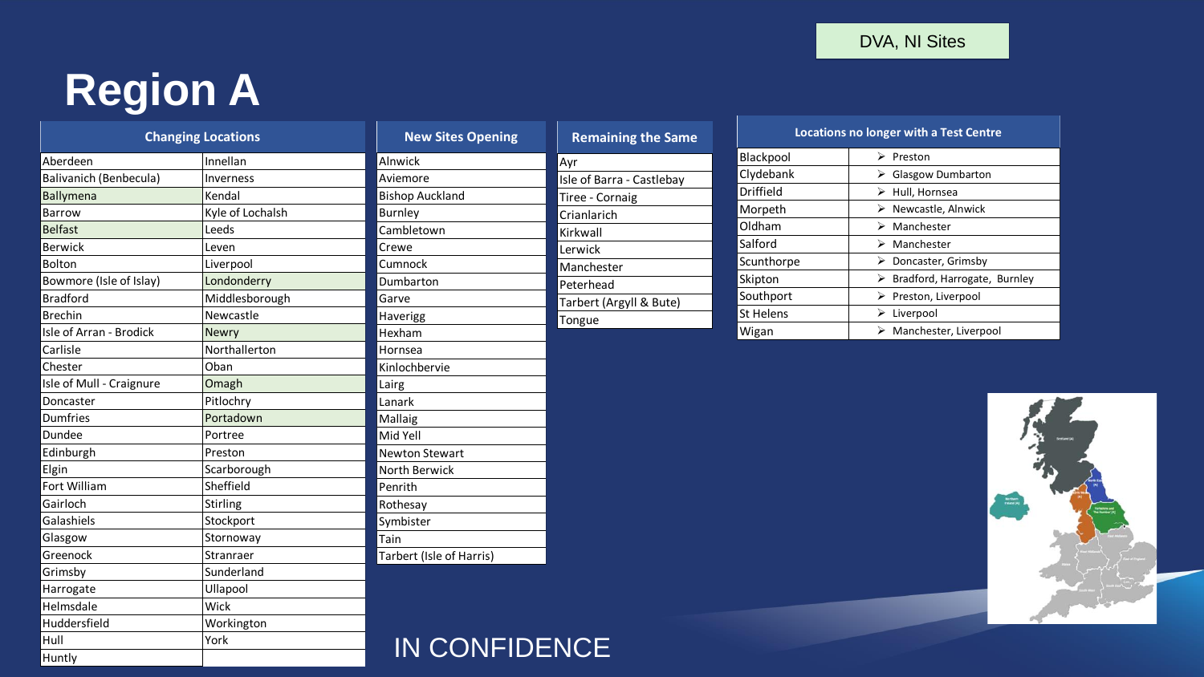DVA, NI Sites

# Region A

| Changing Locations | |
|---|---|
| Aberdeen | Innellan |
| Balivanich (Benbecula) | Inverness |
| Ballymena | Kendal |
| Barrow | Kyle of Lochalsh |
| Belfast | Leeds |
| Berwick | Leven |
| Bolton | Liverpool |
| Bowmore (Isle of Islay) | Londonderry |
| Bradford | Middlesborough |
| Brechin | Newcastle |
| Isle of Arran - Brodick | Newry |
| Carlisle | Northallerton |
| Chester | Oban |
| Isle of Mull - Craignure | Omagh |
| Doncaster | Pitlochry |
| Dumfries | Portadown |
| Dundee | Portree |
| Edinburgh | Preston |
| Elgin | Scarborough |
| Fort William | Sheffield |
| Gairloch | Stirling |
| Galashiels | Stockport |
| Glasgow | Stornoway |
| Greenock | Stranraer |
| Grimsby | Sunderland |
| Harrogate | Ullapool |
| Helmsdale | Wick |
| Huddersfield | Workington |
| Hull | York |
| Huntly | |

| New Sites Opening |
|---|
| Alnwick |
| Aviemore |
| Bishop Auckland |
| Burnley |
| Cambletown |
| Crewe |
| Cumnock |
| Dumbarton |
| Garve |
| Haverigg |
| Hexham |
| Hornsea |
| Kinlochbervie |
| Lairg |
| Lanark |
| Mallaig |
| Mid Yell |
| Newton Stewart |
| North Berwick |
| Penrith |
| Rothesay |
| Symbister |
| Tain |
| Tarbert (Isle of Harris) |

| Remaining the Same |
|---|
| Ayr |
| Isle of Barra - Castlebay |
| Tiree - Cornaig |
| Crianlarich |
| Kirkwall |
| Lerwick |
| Manchester |
| Peterhead |
| Tarbert (Argyll & Bute) |
| Tongue |

| Locations no longer with a Test Centre | |
|---|---|
| Blackpool | ➢ Preston |
| Clydebank | ➢ Glasgow Dumbarton |
| Driffield | ➢ Hull, Hornsea |
| Morpeth | ➢ Newcastle, Alnwick |
| Oldham | ➢ Manchester |
| Salford | ➢ Manchester |
| Scunthorpe | ➢ Doncaster, Grimsby |
| Skipton | ➢ Bradford, Harrogate, Burnley |
| Southport | ➢ Preston, Liverpool |
| St Helens | ➢ Liverpool |
| Wigan | ➢ Manchester, Liverpool |

IN CONFIDENCE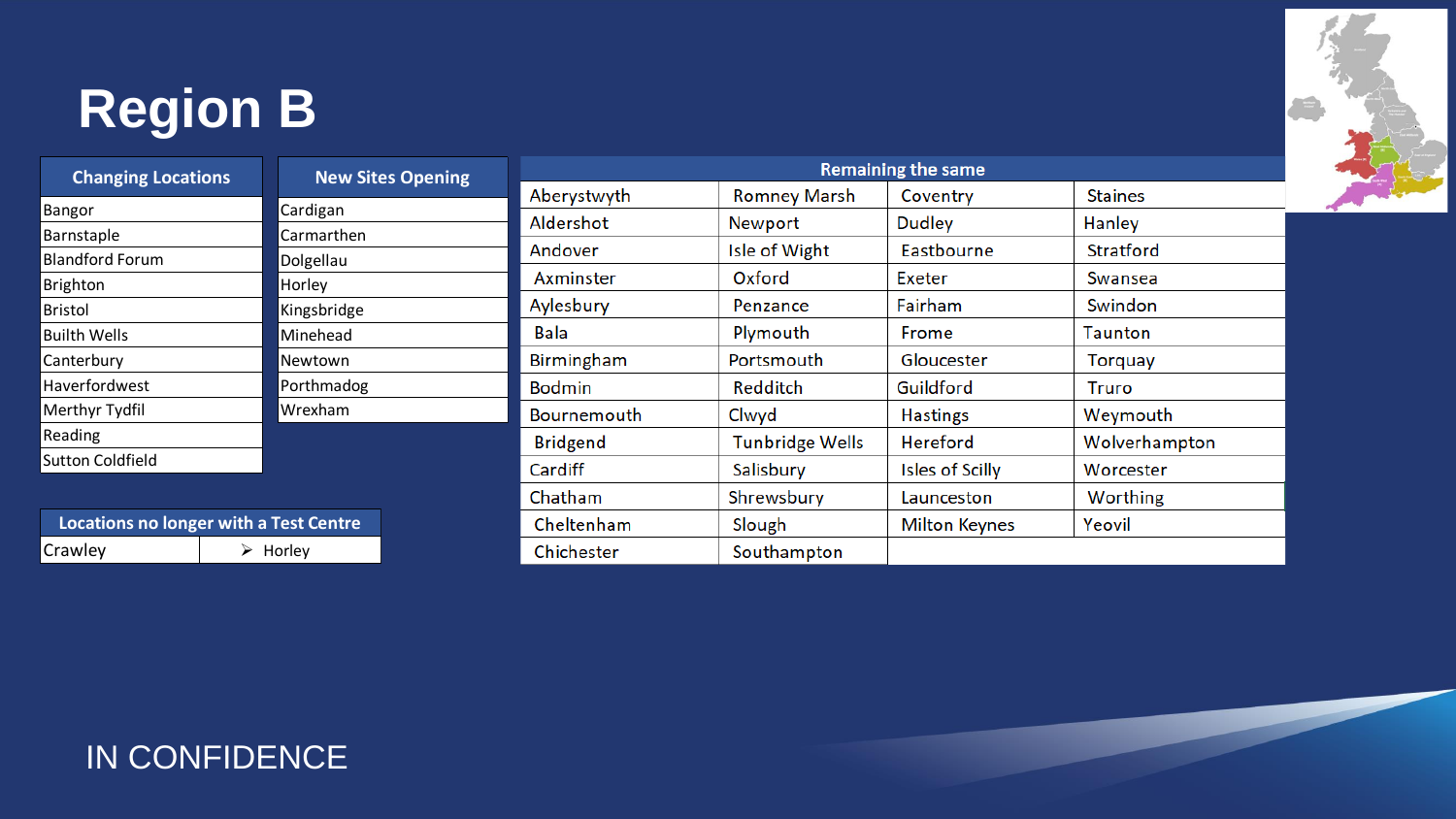# Region B

| Changing Locations |
|---|
| Bangor |
| Barnstaple |
| Blandford Forum |
| Brighton |
| Bristol |
| Builth Wells |
| Canterbury |
| Haverfordwest |
| Merthyr Tydfil |
| Reading |
| Sutton Coldfield |

| New Sites Opening |
|---|
| Cardigan |
| Carmarthen |
| Dolgellau |
| Horley |
| Kingsbridge |
| Minehead |
| Newtown |
| Porthmadog |
| Wrexham |

| Remaining the same | | | |
|---|---|---|---|
| Aberystwyth | Romney Marsh | Coventry | Staines |
| Aldershot | Newport | Dudley | Hanley |
| Andover | Isle of Wight | Eastbourne | Stratford |
| Axminster | Oxford | Exeter | Swansea |
| Aylesbury | Penzance | Fairham | Swindon |
| Bala | Plymouth | Frome | Taunton |
| Birmingham | Portsmouth | Gloucester | Torquay |
| Bodmin | Redditch | Guildford | Truro |
| Bournemouth | Clwyd | Hastings | Weymouth |
| Bridgend | Tunbridge Wells | Hereford | Wolverhampton |
| Cardiff | Salisbury | Isles of Scilly | Worcester |
| Chatham | Shrewsbury | Launceston | Worthing |
| Cheltenham | Slough | Milton Keynes | Yeovil |
| Chichester | Southampton | | |

| Locations no longer with a Test Centre | |
|---|---|
| Crawley | ➢ Horley |

IN CONFIDENCE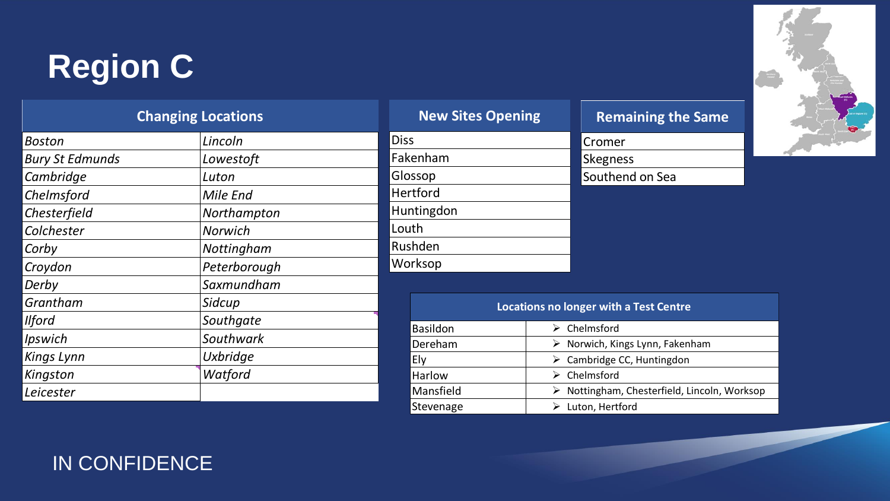# Region C

| Changing Locations | |
|---|---|
| *Boston* | *Lincoln* |
| *Bury St Edmunds* | *Lowestoft* |
| *Cambridge* | *Luton* |
| *Chelmsford* | *Mile End* |
| *Chesterfield* | *Northampton* |
| *Colchester* | *Norwich* |
| *Corby* | *Nottingham* |
| *Croydon* | *Peterborough* |
| *Derby* | *Saxmundham* |
| *Grantham* | *Sidcup* |
| *Ilford* | *Southgate* |
| *Ipswich* | *Southwark* |
| *Kings Lynn* | *Uxbridge* |
| *Kingston* | *Watford* |
| *Leicester* | |

| New Sites Opening |
|---|
| Diss |
| Fakenham |
| Glossop |
| Hertford |
| Huntingdon |
| Louth |
| Rushden |
| Worksop |

| Remaining the Same |
|---|
| Cromer |
| Skegness |
| Southend on Sea |

| Locations no longer with a Test Centre | |
|---|---|
| Basildon | ➢ Chelmsford |
| Dereham | ➢ Norwich, Kings Lynn, Fakenham |
| Ely | ➢ Cambridge CC, Huntingdon |
| Harlow | ➢ Chelmsford |
| Mansfield | ➢ Nottingham, Chesterfield, Lincoln, Worksop |
| Stevenage | ➢ Luton, Hertford |

IN CONFIDENCE